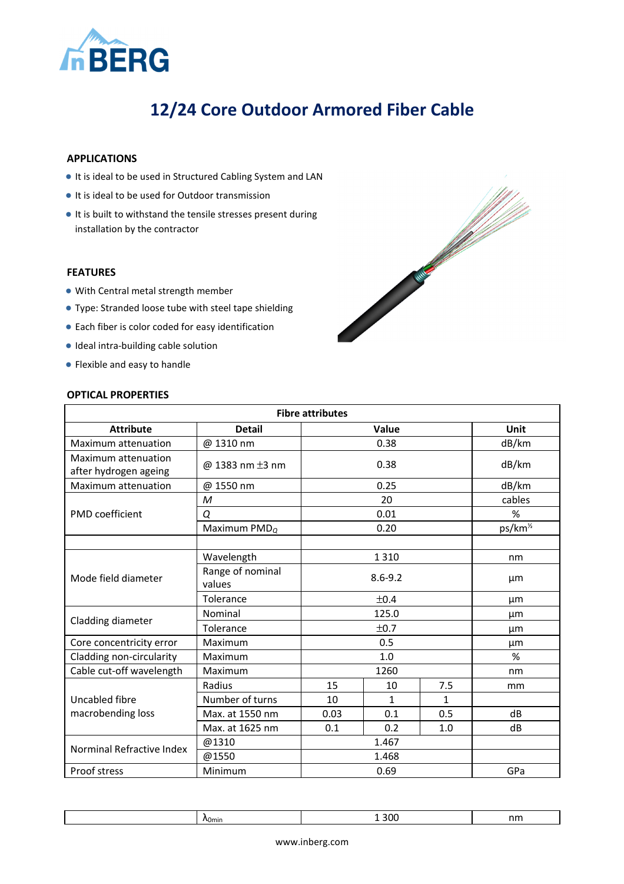# 12/24 Core Outdoor Armored Fiber Cable

## APPLICATIONS

- It is ideal to be used in Structured Cabling System and LAN
- It is ideal to be used for Outdoor transmission
- It is built to withstand the tensile stresses present during installation by the contractor

## FEATURES

- With Central metal strength member
- Type: Stranded loose tube with steel tape shielding
- Each fiber is color coded for easy identification
- Ideal intra-building cable solution
- Flexible and easy to handle

## OPTICAL PROPERTIES

| Fibre attributes | | | | | |
|---|---|---|---|---|---|
| **Attribute** | **Detail** | **Value** | | | **Unit** |
| Maximum attenuation | @ 1310 nm | 0.38 | | | dB/km |
| Maximum attenuation after hydrogen ageing | @ 1383 nm ±3 nm | 0.38 | | | dB/km |
| Maximum attenuation | @ 1550 nm | 0.25 | | | dB/km |
| PMD coefficient | *M* | 20 | | | cables |
| | *Q* | 0.01 | | | % |
| | Maximum $PMD_Q$ | 0.20 | | | ps/km$^{½}$ |
| | | | | | |
| Mode field diameter | Wavelength | 1 310 | | | nm |
| | Range of nominal values | 8.6-9.2 | | | µm |
| | Tolerance | ±0.4 | | | µm |
| Cladding diameter | Nominal | 125.0 | | | µm |
| | Tolerance | ±0.7 | | | µm |
| Core concentricity error | Maximum | 0.5 | | | µm |
| Cladding non-circularity | Maximum | 1.0 | | | % |
| Cable cut-off wavelength | Maximum | 1260 | | | nm |
| Uncabled fibre macrobending loss | Radius | 15 | 10 | 7.5 | mm |
| | Number of turns | 10 | 1 | 1 | |
| | Max. at 1550 nm | 0.03 | 0.1 | 0.5 | dB |
| | Max. at 1625 nm | 0.1 | 0.2 | 1.0 | dB |
| Norminal Refractive Index | @1310 | 1.467 | | | |
| | @1550 | 1.468 | | | |
| Proof stress | Minimum | 0.69 | | | GPa |
| | $\lambda_{0min}$ | 1 300 | | | nm |

www.inberg.com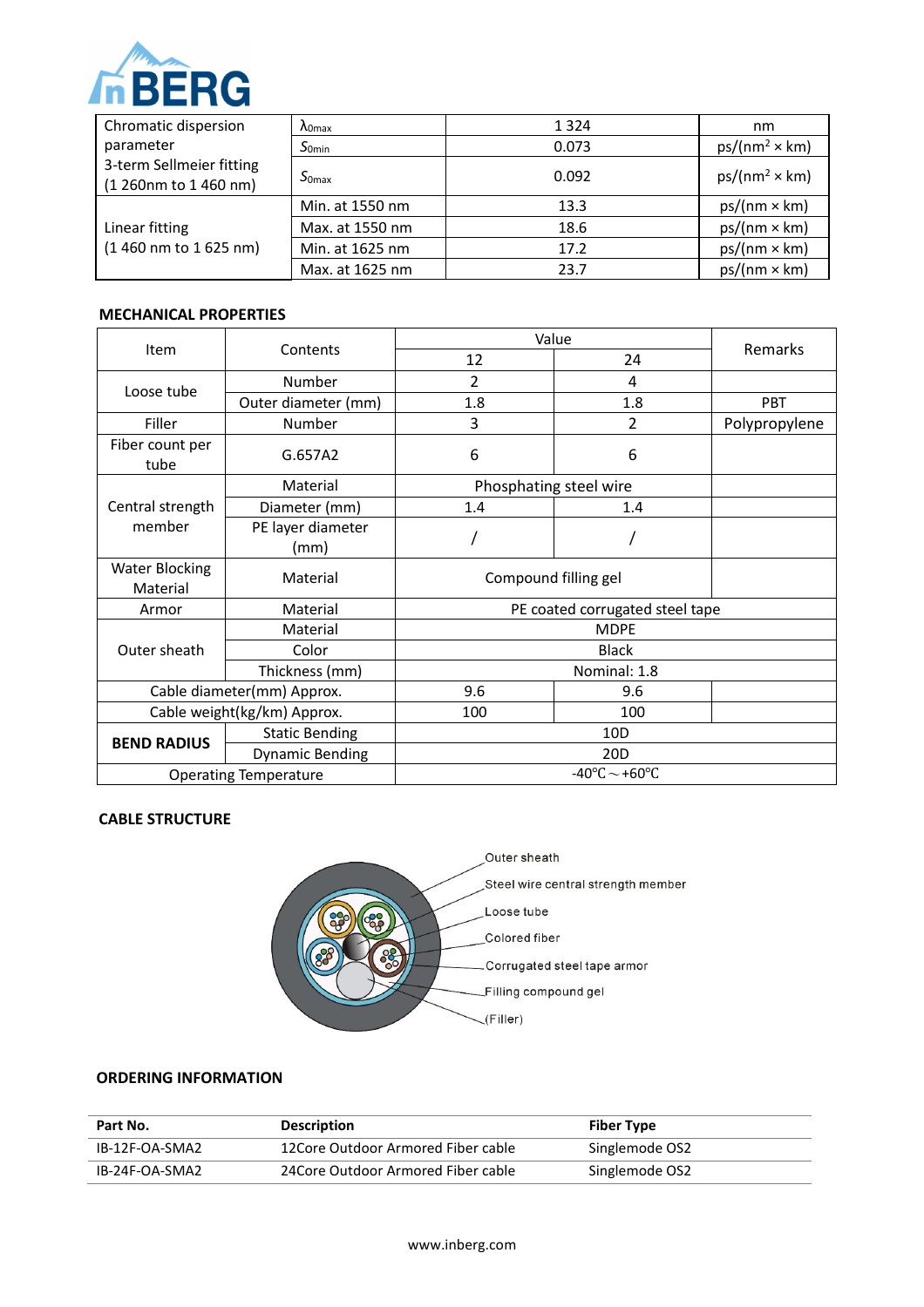| | | | |
|---|---|---|---|
| Chromatic dispersion parameter 3-term Sellmeier fitting (1 260nm to 1 460 nm) | $\lambda_{0max}$ | 1 324 | nm |
| | $S_{0min}$ | 0.073 | ps/(nm² × km) |
| | $S_{0max}$ | 0.092 | ps/(nm² × km) |
| Linear fitting (1 460 nm to 1 625 nm) | Min. at 1550 nm | 13.3 | ps/(nm × km) |
| | Max. at 1550 nm | 18.6 | ps/(nm × km) |
| | Min. at 1625 nm | 17.2 | ps/(nm × km) |
| | Max. at 1625 nm | 23.7 | ps/(nm × km) |

### MECHANICAL PROPERTIES

| Item | Contents | Value | | Remarks |
|---|---|---|---|---|
| | | 12 | 24 | |
| Loose tube | Number | 2 | 4 | |
| | Outer diameter (mm) | 1.8 | 1.8 | PBT |
| Filler | Number | 3 | 2 | Polypropylene |
| Fiber count per tube | G.657A2 | 6 | 6 | |
| Central strength member | Material | Phosphating steel wire | | |
| | Diameter (mm) | 1.4 | 1.4 | |
| | PE layer diameter (mm) | / | / | |
| Water Blocking Material | Material | Compound filling gel | | |
| Armor | Material | PE coated corrugated steel tape | | |
| Outer sheath | Material | MDPE | | |
| | Color | Black | | |
| | Thickness (mm) | Nominal: 1.8 | | |
| Cable diameter(mm) Approx. | | 9.6 | 9.6 | |
| Cable weight(kg/km) Approx. | | 100 | 100 | |
| **BEND RADIUS** | Static Bending | 10D | | |
| | Dynamic Bending | 20D | | |
| Operating Temperature | | -40℃～+60℃ | | |

### CABLE STRUCTURE

Outer sheath
Steel wire central strength member
Loose tube
Colored fiber
Corrugated steel tape armor
Filling compound gel
(Filler)

### ORDERING INFORMATION

| Part No. | Description | Fiber Type |
|---|---|---|
| IB-12F-OA-SMA2 | 12Core Outdoor Armored Fiber cable | Singlemode OS2 |
| IB-24F-OA-SMA2 | 24Core Outdoor Armored Fiber cable | Singlemode OS2 |